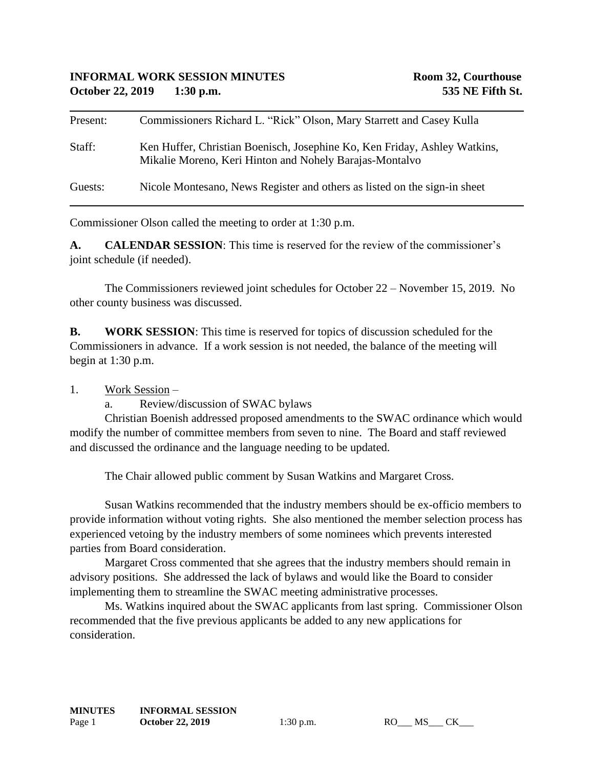**INFORMAL WORK SESSION MINUTES** **Room 32, Courthouse**
**October 22, 2019 1:30 p.m.** **535 NE Fifth St.**

---

| | |
|---|---|
| Present: | Commissioners Richard L. "Rick" Olson, Mary Starrett and Casey Kulla |
| Staff: | Ken Huffer, Christian Boenisch, Josephine Ko, Ken Friday, Ashley Watkins, Mikalie Moreno, Keri Hinton and Nohely Barajas-Montalvo |
| Guests: | Nicole Montesano, News Register and others as listed on the sign-in sheet |

---

Commissioner Olson called the meeting to order at 1:30 p.m.

**A. CALENDAR SESSION**: This time is reserved for the review of the commissioner's joint schedule (if needed).

The Commissioners reviewed joint schedules for October 22 – November 15, 2019. No other county business was discussed.

**B. WORK SESSION**: This time is reserved for topics of discussion scheduled for the Commissioners in advance. If a work session is not needed, the balance of the meeting will begin at 1:30 p.m.

1. Work Session –
   a. Review/discussion of SWAC bylaws

Christian Boenish addressed proposed amendments to the SWAC ordinance which would modify the number of committee members from seven to nine. The Board and staff reviewed and discussed the ordinance and the language needing to be updated.

The Chair allowed public comment by Susan Watkins and Margaret Cross.

Susan Watkins recommended that the industry members should be ex-officio members to provide information without voting rights. She also mentioned the member selection process has experienced vetoing by the industry members of some nominees which prevents interested parties from Board consideration.

Margaret Cross commented that she agrees that the industry members should remain in advisory positions. She addressed the lack of bylaws and would like the Board to consider implementing them to streamline the SWAC meeting administrative processes.

Ms. Watkins inquired about the SWAC applicants from last spring. Commissioner Olson recommended that the five previous applicants be added to any new applications for consideration.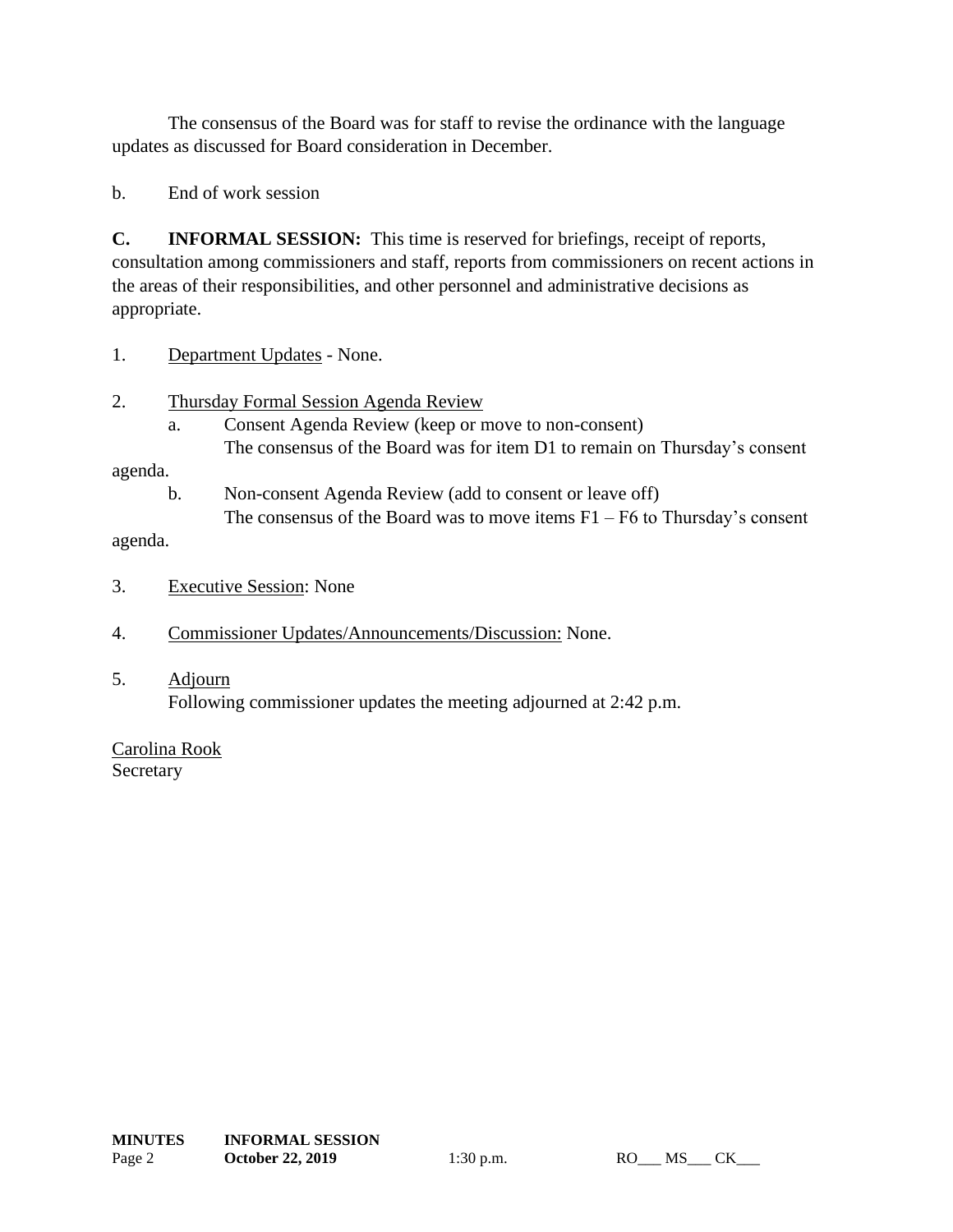The consensus of the Board was for staff to revise the ordinance with the language updates as discussed for Board consideration in December.

b. End of work session

**C. INFORMAL SESSION:** This time is reserved for briefings, receipt of reports, consultation among commissioners and staff, reports from commissioners on recent actions in the areas of their responsibilities, and other personnel and administrative decisions as appropriate.

1. Department Updates - None.

2. Thursday Formal Session Agenda Review
   a. Consent Agenda Review (keep or move to non-consent)
   The consensus of the Board was for item D1 to remain on Thursday's consent agenda.
   b. Non-consent Agenda Review (add to consent or leave off)
   The consensus of the Board was to move items F1 – F6 to Thursday's consent agenda.

3. Executive Session: None

4. Commissioner Updates/Announcements/Discussion: None.

5. Adjourn
   Following commissioner updates the meeting adjourned at 2:42 p.m.

Carolina Rook
Secretary

**MINUTES** **INFORMAL SESSION**
Page 2 **October 22, 2019** 1:30 p.m. RO___ MS___ CK___